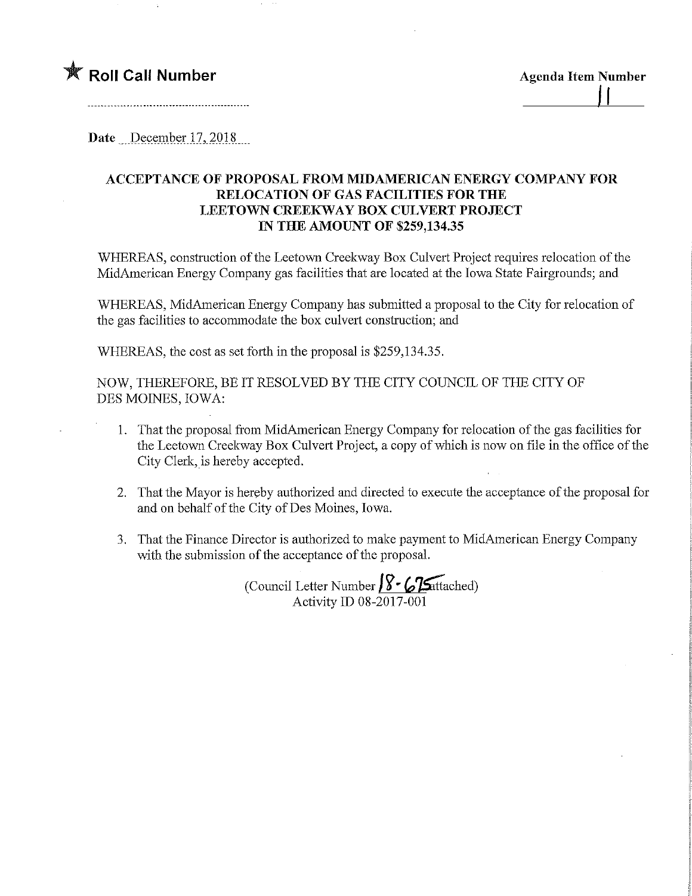★ **Roll Call Number**

**Agenda Item Number**

11

**Date** December 17, 2018

## ACCEPTANCE OF PROPOSAL FROM MIDAMERICAN ENERGY COMPANY FOR RELOCATION OF GAS FACILITIES FOR THE LEETOWN CREEKWAY BOX CULVERT PROJECT IN THE AMOUNT OF $259,134.35

WHEREAS, construction of the Leetown Creekway Box Culvert Project requires relocation of the MidAmerican Energy Company gas facilities that are located at the Iowa State Fairgrounds; and

WHEREAS, MidAmerican Energy Company has submitted a proposal to the City for relocation of the gas facilities to accommodate the box culvert construction; and

WHEREAS, the cost as set forth in the proposal is $259,134.35.

NOW, THEREFORE, BE IT RESOLVED BY THE CITY COUNCIL OF THE CITY OF DES MOINES, IOWA:

1. That the proposal from MidAmerican Energy Company for relocation of the gas facilities for the Leetown Creekway Box Culvert Project, a copy of which is now on file in the office of the City Clerk, is hereby accepted.

2. That the Mayor is hereby authorized and directed to execute the acceptance of the proposal for and on behalf of the City of Des Moines, Iowa.

3. That the Finance Director is authorized to make payment to MidAmerican Energy Company with the submission of the acceptance of the proposal.

(Council Letter Number 18-675 attached)
Activity ID 08-2017-001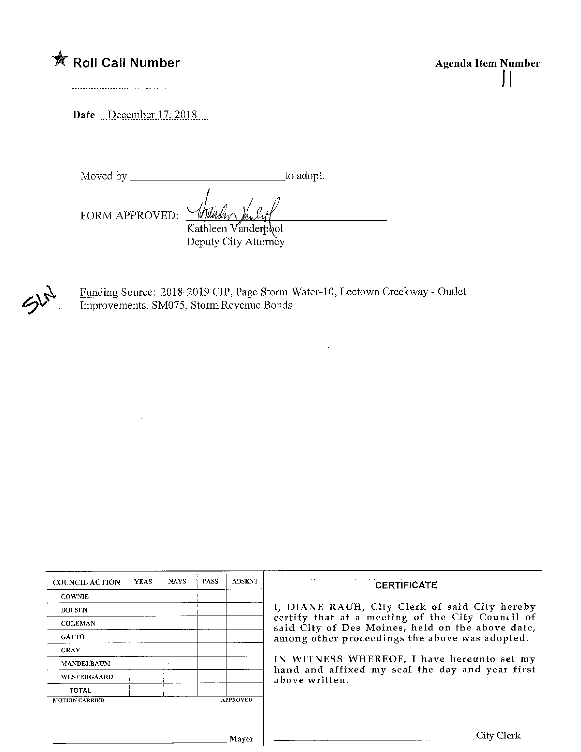★ **Roll Call Number**

**Agenda Item Number**

11

**Date** December 17, 2018

Moved by ______________________ to adopt.

FORM APPROVED: Kathleen Vanderpool
Deputy City Attorney

SLN

Funding Source: 2018-2019 CIP, Page Storm Water-10, Leetown Creekway - Outlet Improvements, SM075, Storm Revenue Bonds

| COUNCIL ACTION | YEAS | NAYS | PASS | ABSENT |
|---|---|---|---|---|
| COWNIE | | | | |
| BOESEN | | | | |
| COLEMAN | | | | |
| GATTO | | | | |
| GRAY | | | | |
| MANDELBAUM | | | | |
| WESTERGAARD | | | | |
| TOTAL | | | | |

MOTION CARRIED APPROVED

______________________ Mayor

**CERTIFICATE**

I, DIANE RAUH, City Clerk of said City hereby certify that at a meeting of the City Council of said City of Des Moines, held on the above date, among other proceedings the above was adopted.

IN WITNESS WHEREOF, I have hereunto set my hand and affixed my seal the day and year first above written.

______________________ City Clerk